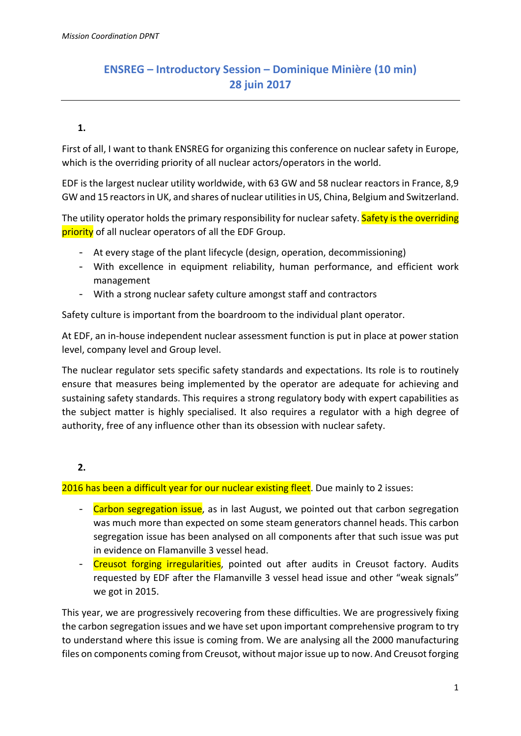## ENSREG – Introductory Session – Dominique Minière (10 min)
## 28 juin 2017

**1.**

First of all, I want to thank ENSREG for organizing this conference on nuclear safety in Europe, which is the overriding priority of all nuclear actors/operators in the world.

EDF is the largest nuclear utility worldwide, with 63 GW and 58 nuclear reactors in France, 8,9 GW and 15 reactors in UK, and shares of nuclear utilities in US, China, Belgium and Switzerland.

The utility operator holds the primary responsibility for nuclear safety. Safety is the overriding priority of all nuclear operators of all the EDF Group.

- At every stage of the plant lifecycle (design, operation, decommissioning)
- With excellence in equipment reliability, human performance, and efficient work management
- With a strong nuclear safety culture amongst staff and contractors

Safety culture is important from the boardroom to the individual plant operator.

At EDF, an in-house independent nuclear assessment function is put in place at power station level, company level and Group level.

The nuclear regulator sets specific safety standards and expectations. Its role is to routinely ensure that measures being implemented by the operator are adequate for achieving and sustaining safety standards. This requires a strong regulatory body with expert capabilities as the subject matter is highly specialised. It also requires a regulator with a high degree of authority, free of any influence other than its obsession with nuclear safety.

**2.**

2016 has been a difficult year for our nuclear existing fleet. Due mainly to 2 issues:

- Carbon segregation issue, as in last August, we pointed out that carbon segregation was much more than expected on some steam generators channel heads. This carbon segregation issue has been analysed on all components after that such issue was put in evidence on Flamanville 3 vessel head.
- Creusot forging irregularities, pointed out after audits in Creusot factory. Audits requested by EDF after the Flamanville 3 vessel head issue and other "weak signals" we got in 2015.

This year, we are progressively recovering from these difficulties. We are progressively fixing the carbon segregation issues and we have set upon important comprehensive program to try to understand where this issue is coming from. We are analysing all the 2000 manufacturing files on components coming from Creusot, without major issue up to now. And Creusot forging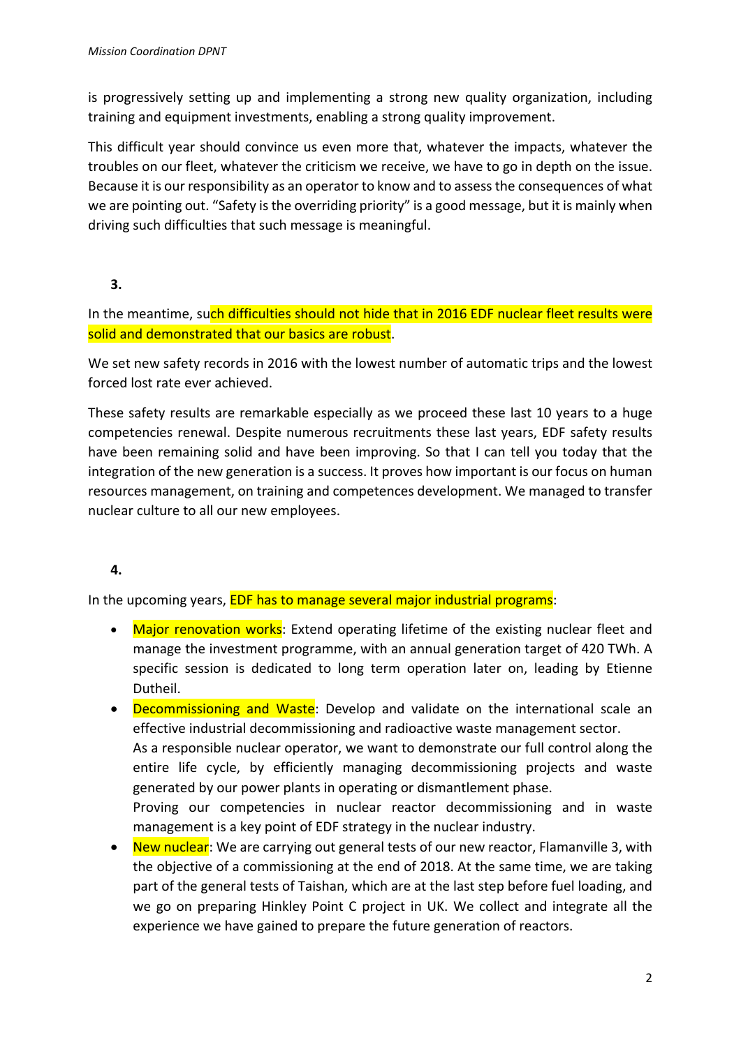is progressively setting up and implementing a strong new quality organization, including training and equipment investments, enabling a strong quality improvement.

This difficult year should convince us even more that, whatever the impacts, whatever the troubles on our fleet, whatever the criticism we receive, we have to go in depth on the issue. Because it is our responsibility as an operator to know and to assess the consequences of what we are pointing out. "Safety is the overriding priority" is a good message, but it is mainly when driving such difficulties that such message is meaningful.

**3.**

In the meantime, such difficulties should not hide that in 2016 EDF nuclear fleet results were solid and demonstrated that our basics are robust.

We set new safety records in 2016 with the lowest number of automatic trips and the lowest forced lost rate ever achieved.

These safety results are remarkable especially as we proceed these last 10 years to a huge competencies renewal. Despite numerous recruitments these last years, EDF safety results have been remaining solid and have been improving. So that I can tell you today that the integration of the new generation is a success. It proves how important is our focus on human resources management, on training and competences development. We managed to transfer nuclear culture to all our new employees.

**4.**

In the upcoming years, EDF has to manage several major industrial programs:

- Major renovation works: Extend operating lifetime of the existing nuclear fleet and manage the investment programme, with an annual generation target of 420 TWh. A specific session is dedicated to long term operation later on, leading by Etienne Dutheil.
- Decommissioning and Waste: Develop and validate on the international scale an effective industrial decommissioning and radioactive waste management sector.
  As a responsible nuclear operator, we want to demonstrate our full control along the entire life cycle, by efficiently managing decommissioning projects and waste generated by our power plants in operating or dismantlement phase.
  Proving our competencies in nuclear reactor decommissioning and in waste management is a key point of EDF strategy in the nuclear industry.
- New nuclear: We are carrying out general tests of our new reactor, Flamanville 3, with the objective of a commissioning at the end of 2018. At the same time, we are taking part of the general tests of Taishan, which are at the last step before fuel loading, and we go on preparing Hinkley Point C project in UK. We collect and integrate all the experience we have gained to prepare the future generation of reactors.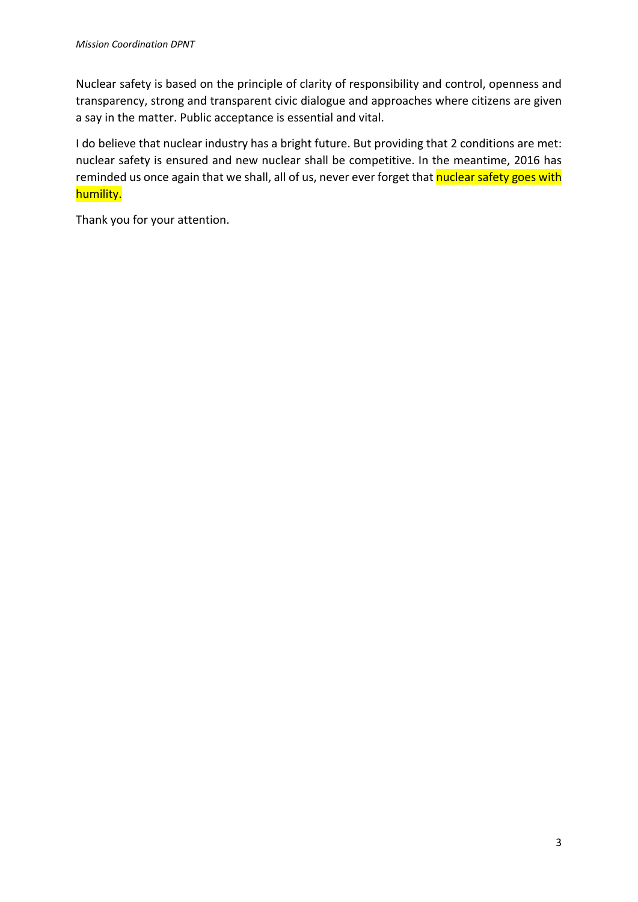Nuclear safety is based on the principle of clarity of responsibility and control, openness and transparency, strong and transparent civic dialogue and approaches where citizens are given a say in the matter. Public acceptance is essential and vital.

I do believe that nuclear industry has a bright future. But providing that 2 conditions are met: nuclear safety is ensured and new nuclear shall be competitive. In the meantime, 2016 has reminded us once again that we shall, all of us, never ever forget that nuclear safety goes with humility.

Thank you for your attention.